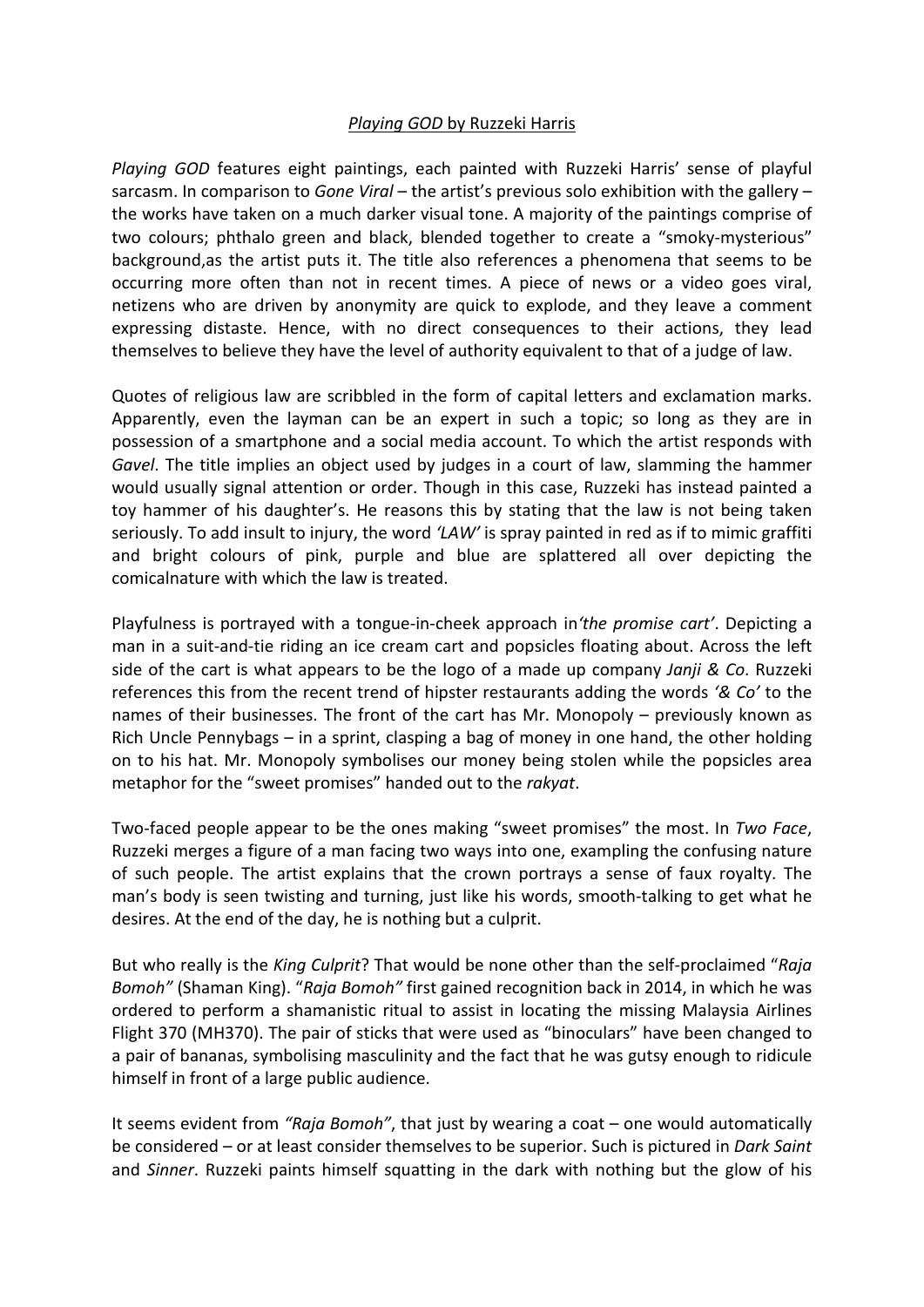*Playing GOD* by Ruzzeki Harris

*Playing GOD* features eight paintings, each painted with Ruzzeki Harris' sense of playful sarcasm. In comparison to *Gone Viral* – the artist's previous solo exhibition with the gallery – the works have taken on a much darker visual tone. A majority of the paintings comprise of two colours; phthalo green and black, blended together to create a "smoky-mysterious" background,as the artist puts it. The title also references a phenomena that seems to be occurring more often than not in recent times. A piece of news or a video goes viral, netizens who are driven by anonymity are quick to explode, and they leave a comment expressing distaste. Hence, with no direct consequences to their actions, they lead themselves to believe they have the level of authority equivalent to that of a judge of law.

Quotes of religious law are scribbled in the form of capital letters and exclamation marks. Apparently, even the layman can be an expert in such a topic; so long as they are in possession of a smartphone and a social media account. To which the artist responds with *Gavel*. The title implies an object used by judges in a court of law, slamming the hammer would usually signal attention or order. Though in this case, Ruzzeki has instead painted a toy hammer of his daughter's. He reasons this by stating that the law is not being taken seriously. To add insult to injury, the word *'LAW'* is spray painted in red as if to mimic graffiti and bright colours of pink, purple and blue are splattered all over depicting the comicalnature with which the law is treated.

Playfulness is portrayed with a tongue-in-cheek approach in*'the promise cart'*. Depicting a man in a suit-and-tie riding an ice cream cart and popsicles floating about. Across the left side of the cart is what appears to be the logo of a made up company *Janji & Co*. Ruzzeki references this from the recent trend of hipster restaurants adding the words *'& Co'* to the names of their businesses. The front of the cart has Mr. Monopoly – previously known as Rich Uncle Pennybags – in a sprint, clasping a bag of money in one hand, the other holding on to his hat. Mr. Monopoly symbolises our money being stolen while the popsicles area metaphor for the "sweet promises" handed out to the *rakyat*.

Two-faced people appear to be the ones making "sweet promises" the most. In *Two Face*, Ruzzeki merges a figure of a man facing two ways into one, exampling the confusing nature of such people. The artist explains that the crown portrays a sense of faux royalty. The man's body is seen twisting and turning, just like his words, smooth-talking to get what he desires. At the end of the day, he is nothing but a culprit.

But who really is the *King Culprit*? That would be none other than the self-proclaimed "*Raja Bomoh"* (Shaman King). "*Raja Bomoh"* first gained recognition back in 2014, in which he was ordered to perform a shamanistic ritual to assist in locating the missing Malaysia Airlines Flight 370 (MH370). The pair of sticks that were used as "binoculars" have been changed to a pair of bananas, symbolising masculinity and the fact that he was gutsy enough to ridicule himself in front of a large public audience.

It seems evident from *"Raja Bomoh"*, that just by wearing a coat – one would automatically be considered – or at least consider themselves to be superior. Such is pictured in *Dark Saint* and *Sinner*. Ruzzeki paints himself squatting in the dark with nothing but the glow of his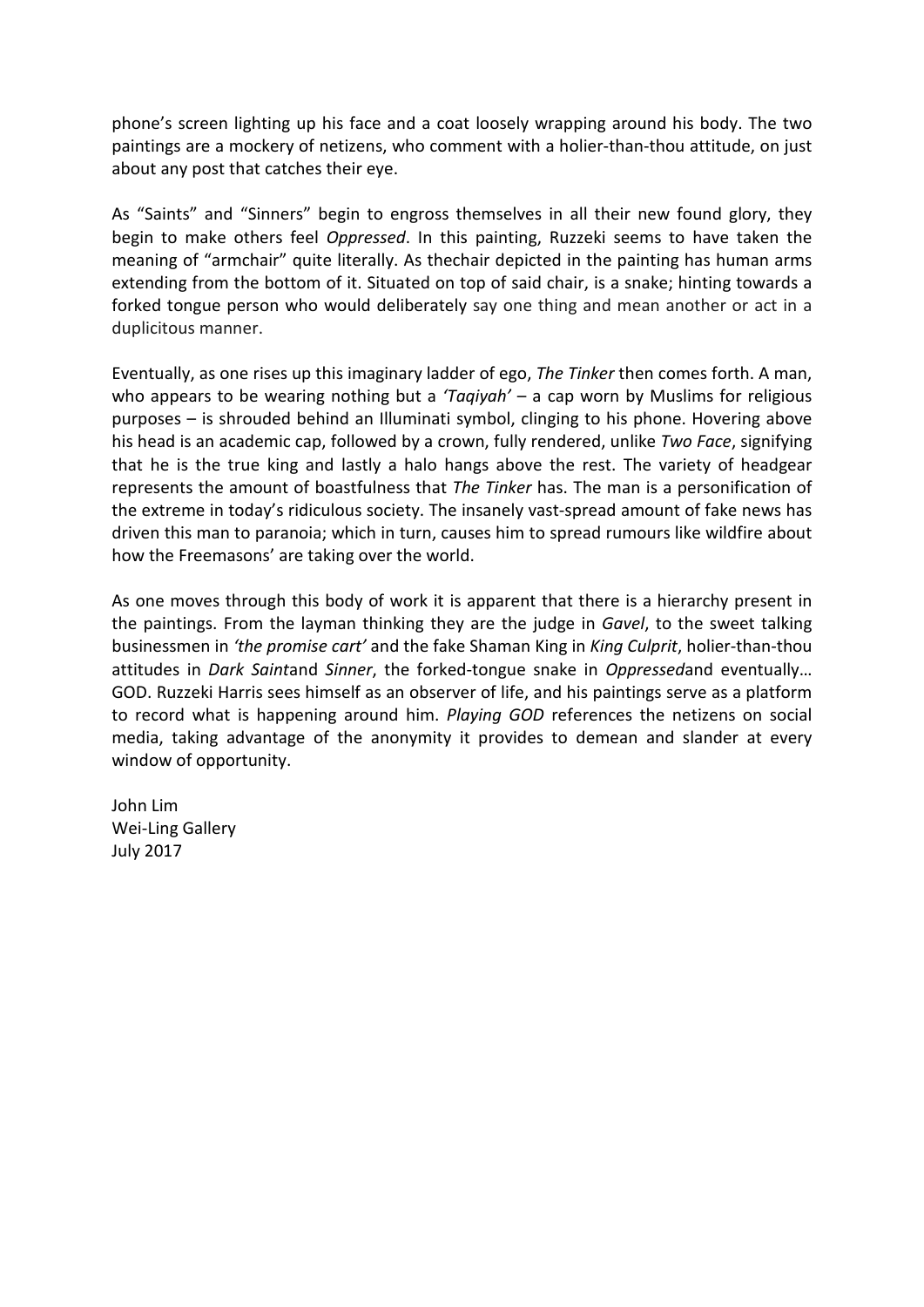phone's screen lighting up his face and a coat loosely wrapping around his body. The two paintings are a mockery of netizens, who comment with a holier-than-thou attitude, on just about any post that catches their eye.

As "Saints" and "Sinners" begin to engross themselves in all their new found glory, they begin to make others feel *Oppressed*. In this painting, Ruzzeki seems to have taken the meaning of "armchair" quite literally. As thechair depicted in the painting has human arms extending from the bottom of it. Situated on top of said chair, is a snake; hinting towards a forked tongue person who would deliberately say one thing and mean another or act in a duplicitous manner.

Eventually, as one rises up this imaginary ladder of ego, *The Tinker* then comes forth. A man, who appears to be wearing nothing but a *'Taqiyah'* – a cap worn by Muslims for religious purposes – is shrouded behind an Illuminati symbol, clinging to his phone. Hovering above his head is an academic cap, followed by a crown, fully rendered, unlike *Two Face*, signifying that he is the true king and lastly a halo hangs above the rest. The variety of headgear represents the amount of boastfulness that *The Tinker* has. The man is a personification of the extreme in today's ridiculous society. The insanely vast-spread amount of fake news has driven this man to paranoia; which in turn, causes him to spread rumours like wildfire about how the Freemasons' are taking over the world.

As one moves through this body of work it is apparent that there is a hierarchy present in the paintings. From the layman thinking they are the judge in *Gavel*, to the sweet talking businessmen in *'the promise cart'* and the fake Shaman King in *King Culprit*, holier-than-thou attitudes in *Dark Saint*and *Sinner*, the forked-tongue snake in *Oppressed*and eventually… GOD. Ruzzeki Harris sees himself as an observer of life, and his paintings serve as a platform to record what is happening around him. *Playing GOD* references the netizens on social media, taking advantage of the anonymity it provides to demean and slander at every window of opportunity.

John Lim
Wei-Ling Gallery
July 2017